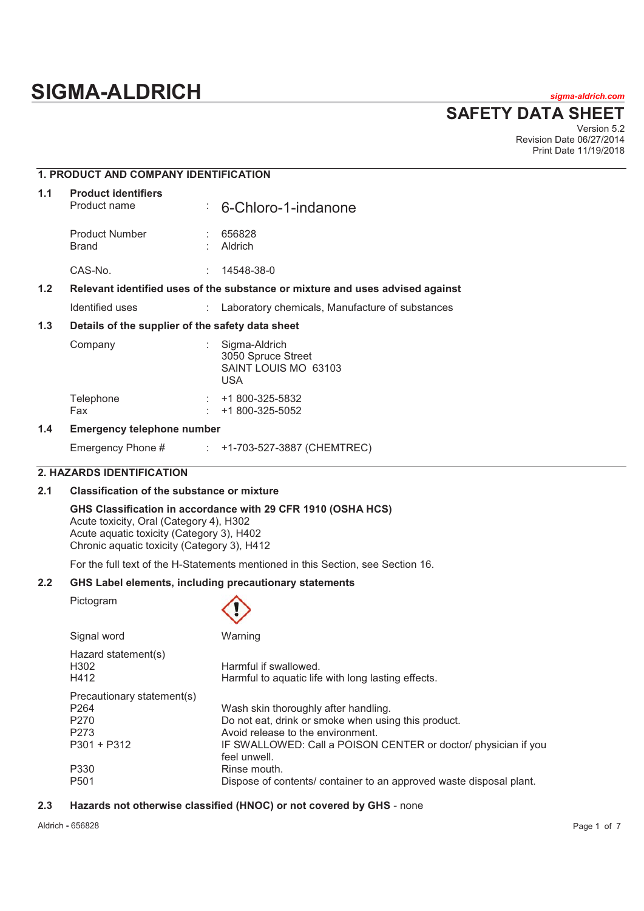# SIGMA-ALDRICH

sigma-aldrich.com

## SAFETY DATA SHEET

Version 5.2
Revision Date 06/27/2014
Print Date 11/19/2018

### 1. PRODUCT AND COMPANY IDENTIFICATION

**1.1 Product identifiers**

| | | |
|---|---|---|
| Product name | : | 6-Chloro-1-indanone |
| Product Number | : | 656828 |
| Brand | : | Aldrich |
| CAS-No. | : | 14548-38-0 |

**1.2 Relevant identified uses of the substance or mixture and uses advised against**

| | | |
|---|---|---|
| Identified uses | : | Laboratory chemicals, Manufacture of substances |

**1.3 Details of the supplier of the safety data sheet**

| | | |
|---|---|---|
| Company | : | Sigma-Aldrich<br>3050 Spruce Street<br>SAINT LOUIS MO 63103<br>USA |
| Telephone | : | +1 800-325-5832 |
| Fax | : | +1 800-325-5052 |

**1.4 Emergency telephone number**

| | | |
|---|---|---|
| Emergency Phone # | : | +1-703-527-3887 (CHEMTREC) |

### 2. HAZARDS IDENTIFICATION

**2.1 Classification of the substance or mixture**

**GHS Classification in accordance with 29 CFR 1910 (OSHA HCS)**
Acute toxicity, Oral (Category 4), H302
Acute aquatic toxicity (Category 3), H402
Chronic aquatic toxicity (Category 3), H412

For the full text of the H-Statements mentioned in this Section, see Section 16.

**2.2 GHS Label elements, including precautionary statements**

Pictogram

Signal word: Warning

| Hazard statement(s) | |
|---|---|
| H302 | Harmful if swallowed. |
| H412 | Harmful to aquatic life with long lasting effects. |

| Precautionary statement(s) | |
|---|---|
| P264 | Wash skin thoroughly after handling. |
| P270 | Do not eat, drink or smoke when using this product. |
| P273 | Avoid release to the environment. |
| P301 + P312 | IF SWALLOWED: Call a POISON CENTER or doctor/ physician if you feel unwell. |
| P330 | Rinse mouth. |
| P501 | Dispose of contents/ container to an approved waste disposal plant. |

**2.3 Hazards not otherwise classified (HNOC) or not covered by GHS** - none

Aldrich - 656828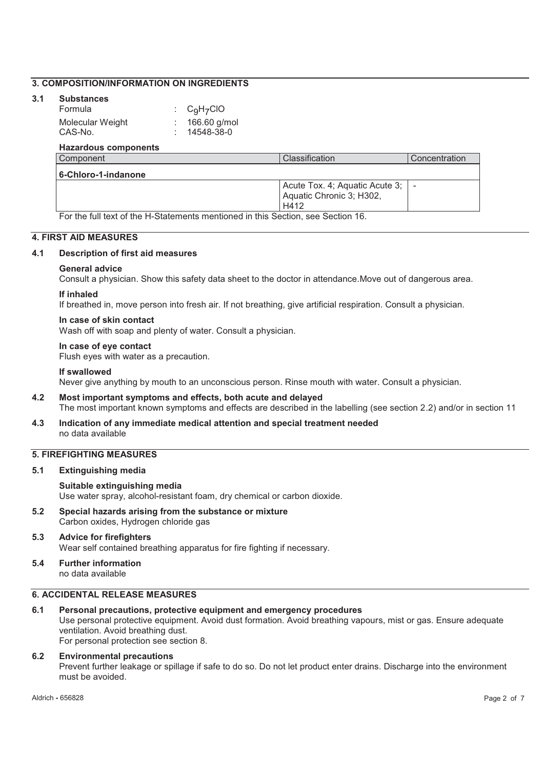## 3. COMPOSITION/INFORMATION ON INGREDIENTS

### 3.1 Substances

Formula : $C_9H_7ClO$

Molecular Weight : 166.60 g/mol

CAS-No. : 14548-38-0

**Hazardous components**

| Component | Classification | Concentration |
|---|---|---|
| **6-Chloro-1-indanone** | | |
| | Acute Tox. 4; Aquatic Acute 3; Aquatic Chronic 3; H302, H412 | - |

For the full text of the H-Statements mentioned in this Section, see Section 16.

## 4. FIRST AID MEASURES

### 4.1 Description of first aid measures

**General advice**

Consult a physician. Show this safety data sheet to the doctor in attendance.Move out of dangerous area.

**If inhaled**

If breathed in, move person into fresh air. If not breathing, give artificial respiration. Consult a physician.

**In case of skin contact**

Wash off with soap and plenty of water. Consult a physician.

**In case of eye contact**

Flush eyes with water as a precaution.

**If swallowed**

Never give anything by mouth to an unconscious person. Rinse mouth with water. Consult a physician.

### 4.2 Most important symptoms and effects, both acute and delayed

The most important known symptoms and effects are described in the labelling (see section 2.2) and/or in section 11

### 4.3 Indication of any immediate medical attention and special treatment needed

no data available

## 5. FIREFIGHTING MEASURES

### 5.1 Extinguishing media

**Suitable extinguishing media**

Use water spray, alcohol-resistant foam, dry chemical or carbon dioxide.

### 5.2 Special hazards arising from the substance or mixture

Carbon oxides, Hydrogen chloride gas

### 5.3 Advice for firefighters

Wear self contained breathing apparatus for fire fighting if necessary.

### 5.4 Further information

no data available

## 6. ACCIDENTAL RELEASE MEASURES

### 6.1 Personal precautions, protective equipment and emergency procedures

Use personal protective equipment. Avoid dust formation. Avoid breathing vapours, mist or gas. Ensure adequate ventilation. Avoid breathing dust.

For personal protection see section 8.

### 6.2 Environmental precautions

Prevent further leakage or spillage if safe to do so. Do not let product enter drains. Discharge into the environment must be avoided.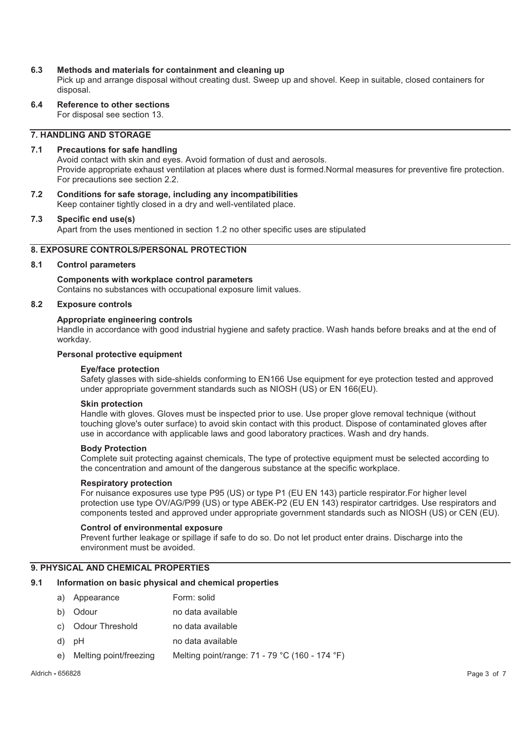### 6.3 Methods and materials for containment and cleaning up

Pick up and arrange disposal without creating dust. Sweep up and shovel. Keep in suitable, closed containers for disposal.

### 6.4 Reference to other sections

For disposal see section 13.

## 7. HANDLING AND STORAGE

### 7.1 Precautions for safe handling

Avoid contact with skin and eyes. Avoid formation of dust and aerosols.
Provide appropriate exhaust ventilation at places where dust is formed.Normal measures for preventive fire protection.
For precautions see section 2.2.

### 7.2 Conditions for safe storage, including any incompatibilities

Keep container tightly closed in a dry and well-ventilated place.

### 7.3 Specific end use(s)

Apart from the uses mentioned in section 1.2 no other specific uses are stipulated

## 8. EXPOSURE CONTROLS/PERSONAL PROTECTION

### 8.1 Control parameters

**Components with workplace control parameters**
Contains no substances with occupational exposure limit values.

### 8.2 Exposure controls

**Appropriate engineering controls**
Handle in accordance with good industrial hygiene and safety practice. Wash hands before breaks and at the end of workday.

**Personal protective equipment**

**Eye/face protection**
Safety glasses with side-shields conforming to EN166 Use equipment for eye protection tested and approved under appropriate government standards such as NIOSH (US) or EN 166(EU).

**Skin protection**
Handle with gloves. Gloves must be inspected prior to use. Use proper glove removal technique (without touching glove's outer surface) to avoid skin contact with this product. Dispose of contaminated gloves after use in accordance with applicable laws and good laboratory practices. Wash and dry hands.

**Body Protection**
Complete suit protecting against chemicals, The type of protective equipment must be selected according to the concentration and amount of the dangerous substance at the specific workplace.

**Respiratory protection**
For nuisance exposures use type P95 (US) or type P1 (EU EN 143) particle respirator.For higher level protection use type OV/AG/P99 (US) or type ABEK-P2 (EU EN 143) respirator cartridges. Use respirators and components tested and approved under appropriate government standards such as NIOSH (US) or CEN (EU).

**Control of environmental exposure**
Prevent further leakage or spillage if safe to do so. Do not let product enter drains. Discharge into the environment must be avoided.

## 9. PHYSICAL AND CHEMICAL PROPERTIES

### 9.1 Information on basic physical and chemical properties

| | | |
|---|---|---|
| a) | Appearance | Form: solid |
| b) | Odour | no data available |
| c) | Odour Threshold | no data available |
| d) | pH | no data available |
| e) | Melting point/freezing | Melting point/range: 71 - 79 °C (160 - 174 °F) |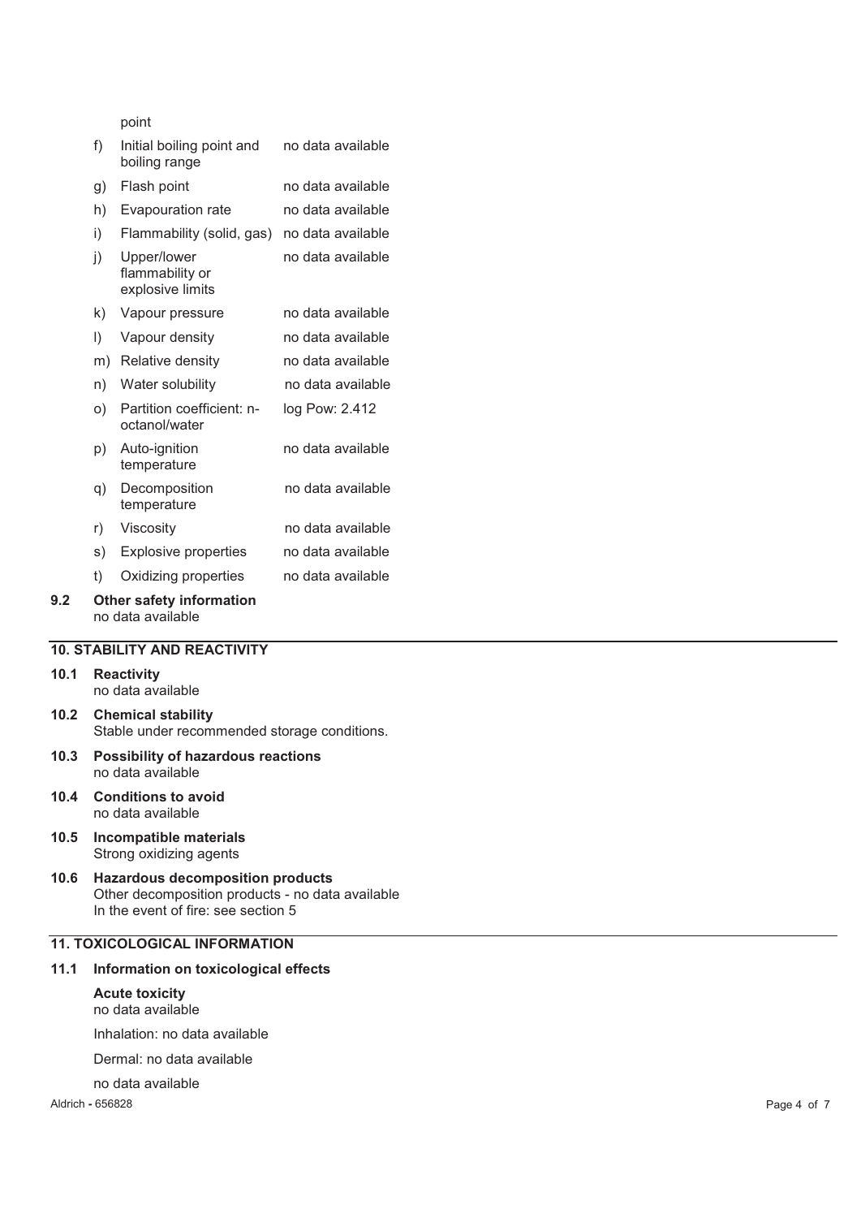| | | |
|---|---|---|
| | point | |
| f) | Initial boiling point and boiling range | no data available |
| g) | Flash point | no data available |
| h) | Evapouration rate | no data available |
| i) | Flammability (solid, gas) | no data available |
| j) | Upper/lower flammability or explosive limits | no data available |
| k) | Vapour pressure | no data available |
| l) | Vapour density | no data available |
| m) | Relative density | no data available |
| n) | Water solubility | no data available |
| o) | Partition coefficient: n-octanol/water | log Pow: 2.412 |
| p) | Auto-ignition temperature | no data available |
| q) | Decomposition temperature | no data available |
| r) | Viscosity | no data available |
| s) | Explosive properties | no data available |
| t) | Oxidizing properties | no data available |

**9.2 Other safety information**

no data available

## 10. STABILITY AND REACTIVITY

**10.1 Reactivity**

no data available

**10.2 Chemical stability**

Stable under recommended storage conditions.

**10.3 Possibility of hazardous reactions**

no data available

**10.4 Conditions to avoid**

no data available

**10.5 Incompatible materials**

Strong oxidizing agents

**10.6 Hazardous decomposition products**

Other decomposition products - no data available

In the event of fire: see section 5

## 11. TOXICOLOGICAL INFORMATION

**11.1 Information on toxicological effects**

**Acute toxicity**

no data available

Inhalation: no data available

Dermal: no data available

no data available

Aldrich - 656828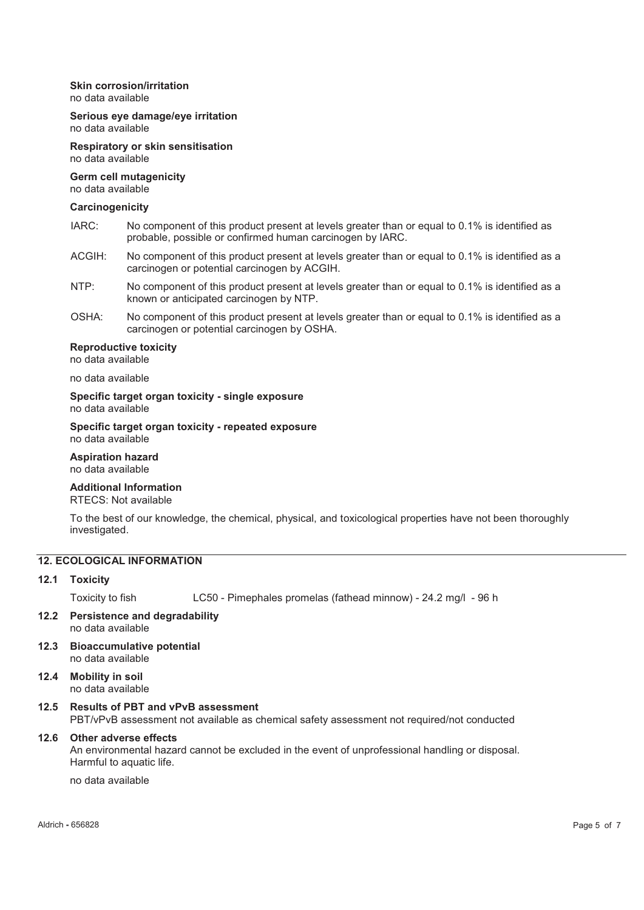**Skin corrosion/irritation**
no data available

**Serious eye damage/eye irritation**
no data available

**Respiratory or skin sensitisation**
no data available

**Germ cell mutagenicity**
no data available

**Carcinogenicity**

IARC: No component of this product present at levels greater than or equal to 0.1% is identified as probable, possible or confirmed human carcinogen by IARC.

ACGIH: No component of this product present at levels greater than or equal to 0.1% is identified as a carcinogen or potential carcinogen by ACGIH.

NTP: No component of this product present at levels greater than or equal to 0.1% is identified as a known or anticipated carcinogen by NTP.

OSHA: No component of this product present at levels greater than or equal to 0.1% is identified as a carcinogen or potential carcinogen by OSHA.

**Reproductive toxicity**
no data available

no data available

**Specific target organ toxicity - single exposure**
no data available

**Specific target organ toxicity - repeated exposure**
no data available

**Aspiration hazard**
no data available

**Additional Information**
RTECS: Not available

To the best of our knowledge, the chemical, physical, and toxicological properties have not been thoroughly investigated.

## 12. ECOLOGICAL INFORMATION

### 12.1 Toxicity

Toxicity to fish LC50 - Pimephales promelas (fathead minnow) - 24.2 mg/l - 96 h

### 12.2 Persistence and degradability
no data available

### 12.3 Bioaccumulative potential
no data available

### 12.4 Mobility in soil
no data available

### 12.5 Results of PBT and vPvB assessment
PBT/vPvB assessment not available as chemical safety assessment not required/not conducted

### 12.6 Other adverse effects
An environmental hazard cannot be excluded in the event of unprofessional handling or disposal.
Harmful to aquatic life.

no data available

Aldrich - 656828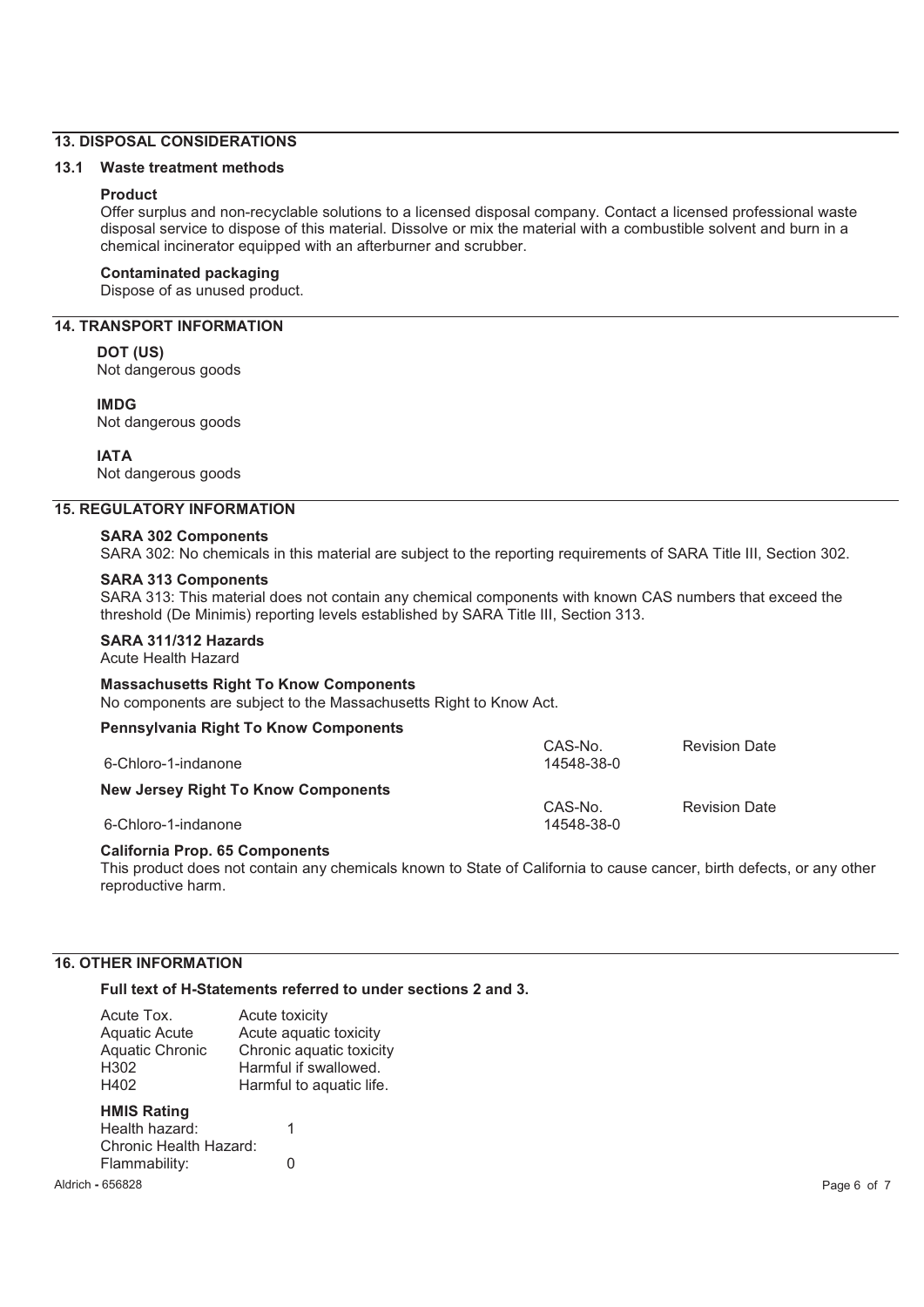## 13. DISPOSAL CONSIDERATIONS

### 13.1 Waste treatment methods

**Product**

Offer surplus and non-recyclable solutions to a licensed disposal company. Contact a licensed professional waste disposal service to dispose of this material. Dissolve or mix the material with a combustible solvent and burn in a chemical incinerator equipped with an afterburner and scrubber.

**Contaminated packaging**

Dispose of as unused product.

## 14. TRANSPORT INFORMATION

**DOT (US)**

Not dangerous goods

**IMDG**

Not dangerous goods

**IATA**

Not dangerous goods

## 15. REGULATORY INFORMATION

**SARA 302 Components**

SARA 302: No chemicals in this material are subject to the reporting requirements of SARA Title III, Section 302.

**SARA 313 Components**

SARA 313: This material does not contain any chemical components with known CAS numbers that exceed the threshold (De Minimis) reporting levels established by SARA Title III, Section 313.

**SARA 311/312 Hazards**

Acute Health Hazard

**Massachusetts Right To Know Components**

No components are subject to the Massachusetts Right to Know Act.

**Pennsylvania Right To Know Components**

| | CAS-No. | Revision Date |
|---|---|---|
| 6-Chloro-1-indanone | 14548-38-0 | |

**New Jersey Right To Know Components**

| | CAS-No. | Revision Date |
|---|---|---|
| 6-Chloro-1-indanone | 14548-38-0 | |

**California Prop. 65 Components**

This product does not contain any chemicals known to State of California to cause cancer, birth defects, or any other reproductive harm.

## 16. OTHER INFORMATION

**Full text of H-Statements referred to under sections 2 and 3.**

| | |
|---|---|
| Acute Tox. | Acute toxicity |
| Aquatic Acute | Acute aquatic toxicity |
| Aquatic Chronic | Chronic aquatic toxicity |
| H302 | Harmful if swallowed. |
| H402 | Harmful to aquatic life. |

**HMIS Rating**

| | |
|---|---|
| Health hazard: | 1 |
| Chronic Health Hazard: | |
| Flammability: | 0 |

Aldrich - 656828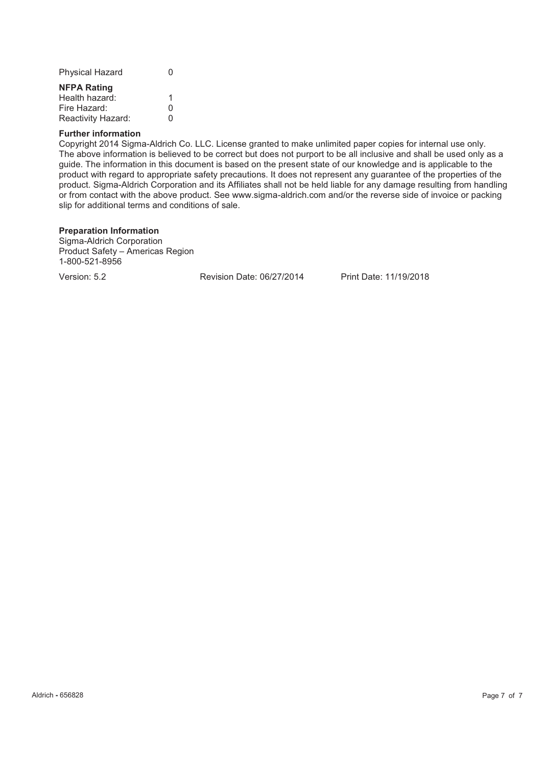| | |
|---|---|
| Physical Hazard | 0 |

**NFPA Rating**

| | |
|---|---|
| Health hazard: | 1 |
| Fire Hazard: | 0 |
| Reactivity Hazard: | 0 |

**Further information**

Copyright 2014 Sigma-Aldrich Co. LLC. License granted to make unlimited paper copies for internal use only. The above information is believed to be correct but does not purport to be all inclusive and shall be used only as a guide. The information in this document is based on the present state of our knowledge and is applicable to the product with regard to appropriate safety precautions. It does not represent any guarantee of the properties of the product. Sigma-Aldrich Corporation and its Affiliates shall not be held liable for any damage resulting from handling or from contact with the above product. See www.sigma-aldrich.com and/or the reverse side of invoice or packing slip for additional terms and conditions of sale.

**Preparation Information**

Sigma-Aldrich Corporation
Product Safety – Americas Region
1-800-521-8956

Version: 5.2 Revision Date: 06/27/2014 Print Date: 11/19/2018